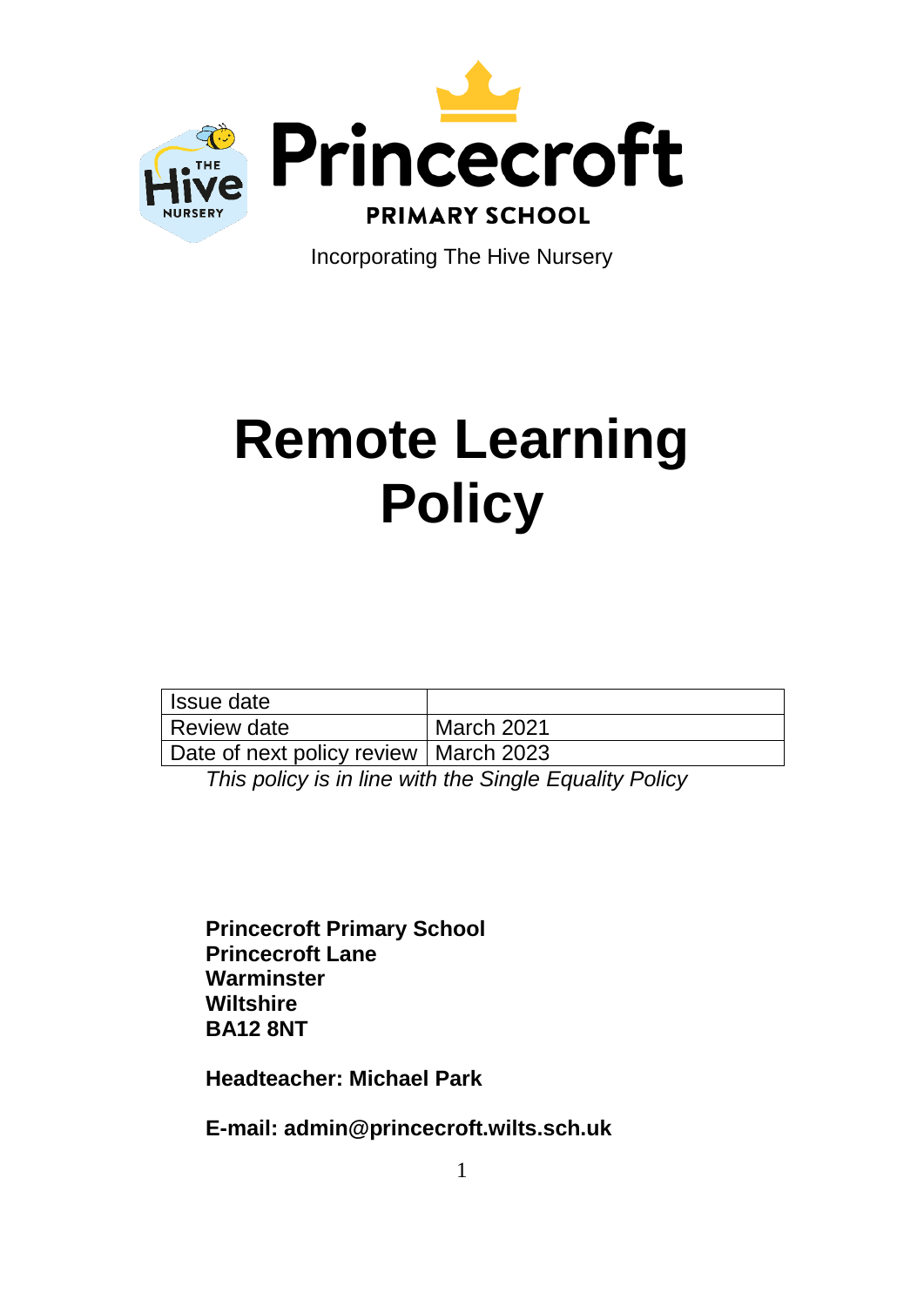Princecroft

PRIMARY SCHOOL

Incorporating The Hive Nursery

# Remote Learning Policy

| Issue date | |
|---|---|
| Review date | March 2021 |
| Date of next policy review | March 2023 |

*This policy is in line with the Single Equality Policy*

**Princecroft Primary School**
**Princecroft Lane**
**Warminster**
**Wiltshire**
**BA12 8NT**

**Headteacher: Michael Park**

**E-mail: admin@princecroft.wilts.sch.uk**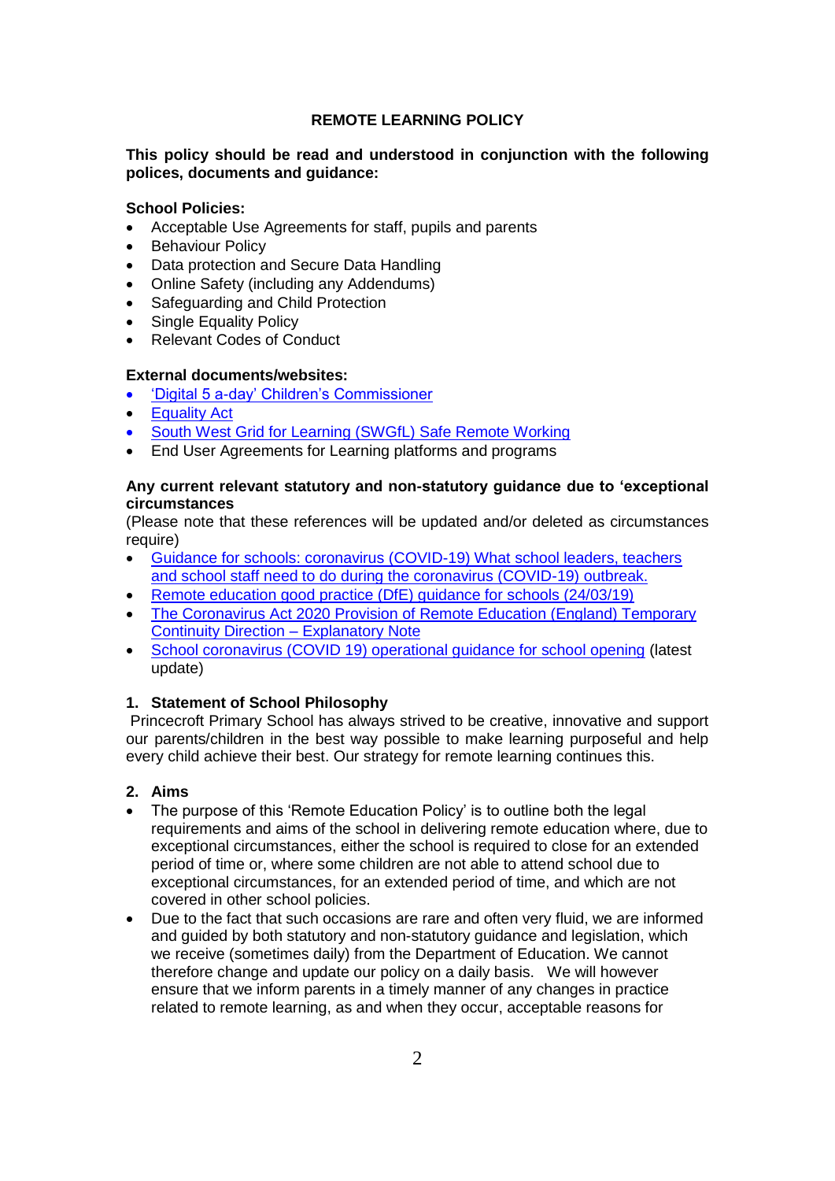# REMOTE LEARNING POLICY

**This policy should be read and understood in conjunction with the following polices, documents and guidance:**

**School Policies:**

- Acceptable Use Agreements for staff, pupils and parents
- Behaviour Policy
- Data protection and Secure Data Handling
- Online Safety (including any Addendums)
- Safeguarding and Child Protection
- Single Equality Policy
- Relevant Codes of Conduct

**External documents/websites:**

- 'Digital 5 a-day' Children's Commissioner
- Equality Act
- South West Grid for Learning (SWGfL) Safe Remote Working
- End User Agreements for Learning platforms and programs

**Any current relevant statutory and non-statutory guidance due to 'exceptional circumstances**

(Please note that these references will be updated and/or deleted as circumstances require)

- Guidance for schools: coronavirus (COVID-19) What school leaders, teachers and school staff need to do during the coronavirus (COVID-19) outbreak.
- Remote education good practice (DfE) guidance for schools (24/03/19)
- The Coronavirus Act 2020 Provision of Remote Education (England) Temporary Continuity Direction – Explanatory Note
- School coronavirus (COVID 19) operational guidance for school opening (latest update)

## 1. Statement of School Philosophy

Princecroft Primary School has always strived to be creative, innovative and support our parents/children in the best way possible to make learning purposeful and help every child achieve their best. Our strategy for remote learning continues this.

## 2. Aims

- The purpose of this 'Remote Education Policy' is to outline both the legal requirements and aims of the school in delivering remote education where, due to exceptional circumstances, either the school is required to close for an extended period of time or, where some children are not able to attend school due to exceptional circumstances, for an extended period of time, and which are not covered in other school policies.
- Due to the fact that such occasions are rare and often very fluid, we are informed and guided by both statutory and non-statutory guidance and legislation, which we receive (sometimes daily) from the Department of Education. We cannot therefore change and update our policy on a daily basis. We will however ensure that we inform parents in a timely manner of any changes in practice related to remote learning, as and when they occur, acceptable reasons for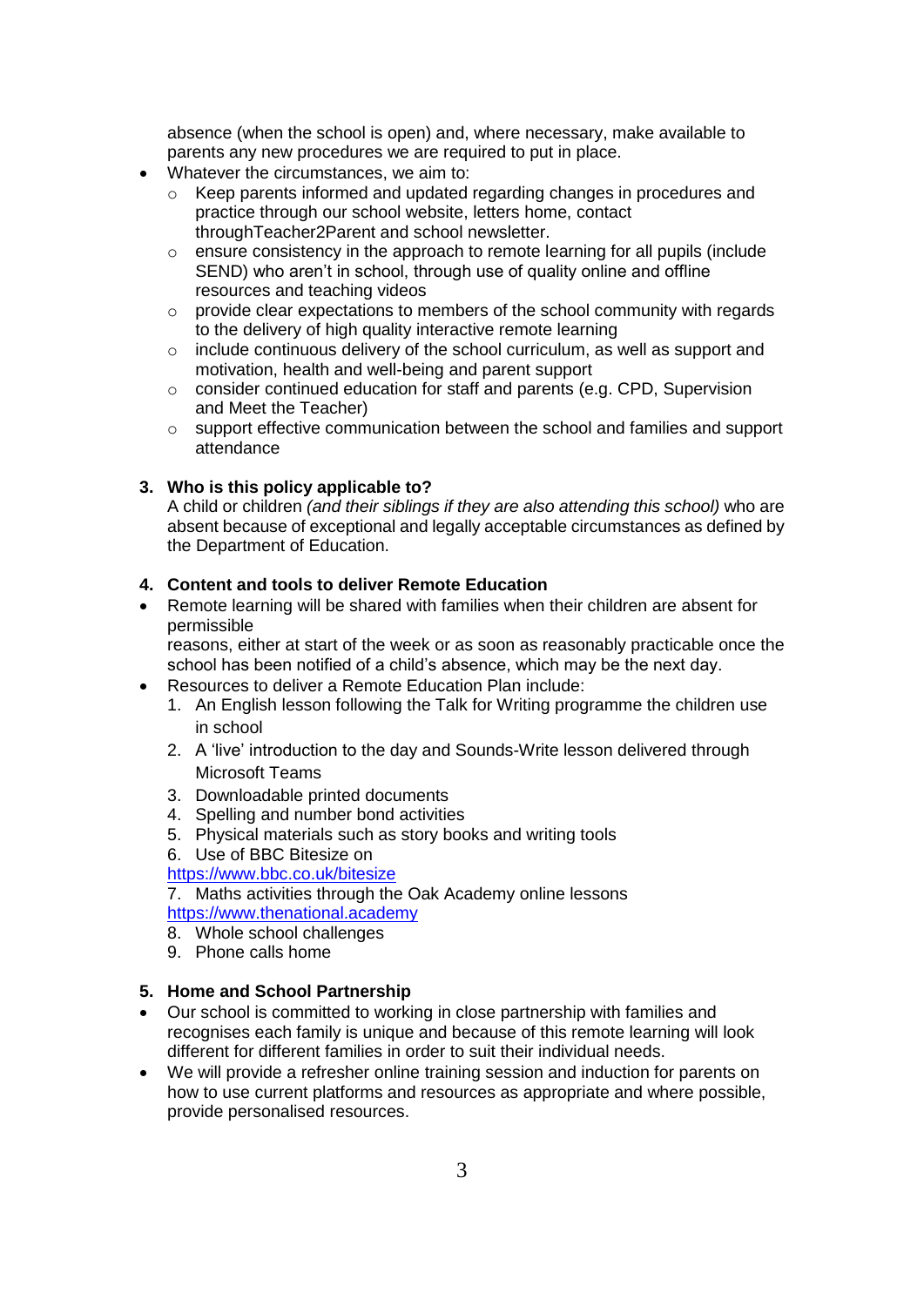absence (when the school is open) and, where necessary, make available to parents any new procedures we are required to put in place.

- Whatever the circumstances, we aim to:
  - Keep parents informed and updated regarding changes in procedures and practice through our school website, letters home, contact throughTeacher2Parent and school newsletter.
  - ensure consistency in the approach to remote learning for all pupils (include SEND) who aren't in school, through use of quality online and offline resources and teaching videos
  - provide clear expectations to members of the school community with regards to the delivery of high quality interactive remote learning
  - include continuous delivery of the school curriculum, as well as support and motivation, health and well-being and parent support
  - consider continued education for staff and parents (e.g. CPD, Supervision and Meet the Teacher)
  - support effective communication between the school and families and support attendance

## 3. Who is this policy applicable to?

A child or children *(and their siblings if they are also attending this school)* who are absent because of exceptional and legally acceptable circumstances as defined by the Department of Education.

## 4. Content and tools to deliver Remote Education

- Remote learning will be shared with families when their children are absent for permissible reasons, either at start of the week or as soon as reasonably practicable once the school has been notified of a child's absence, which may be the next day.
- Resources to deliver a Remote Education Plan include:
  1. An English lesson following the Talk for Writing programme the children use in school
  2. A 'live' introduction to the day and Sounds-Write lesson delivered through Microsoft Teams
  3. Downloadable printed documents
  4. Spelling and number bond activities
  5. Physical materials such as story books and writing tools
  6. Use of BBC Bitesize on https://www.bbc.co.uk/bitesize
  7. Maths activities through the Oak Academy online lessons https://www.thenational.academy
  8. Whole school challenges
  9. Phone calls home

## 5. Home and School Partnership

- Our school is committed to working in close partnership with families and recognises each family is unique and because of this remote learning will look different for different families in order to suit their individual needs.
- We will provide a refresher online training session and induction for parents on how to use current platforms and resources as appropriate and where possible, provide personalised resources.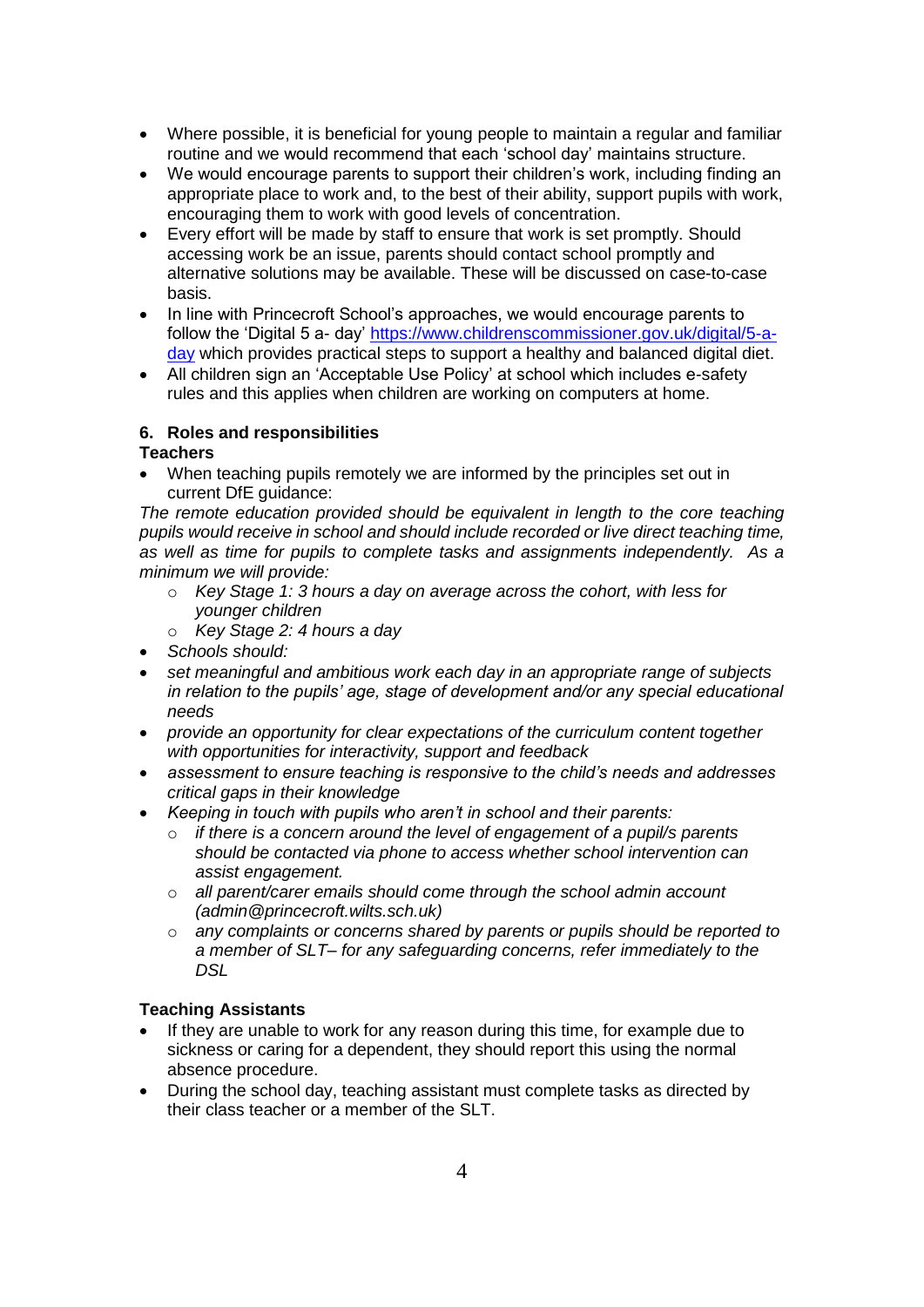- Where possible, it is beneficial for young people to maintain a regular and familiar routine and we would recommend that each 'school day' maintains structure.
- We would encourage parents to support their children's work, including finding an appropriate place to work and, to the best of their ability, support pupils with work, encouraging them to work with good levels of concentration.
- Every effort will be made by staff to ensure that work is set promptly. Should accessing work be an issue, parents should contact school promptly and alternative solutions may be available. These will be discussed on case-to-case basis.
- In line with Princecroft School's approaches, we would encourage parents to follow the 'Digital 5 a- day' [https://www.childrenscommissioner.gov.uk/digital/5-a-day](https://www.childrenscommissioner.gov.uk/digital/5-a-day) which provides practical steps to support a healthy and balanced digital diet.
- All children sign an 'Acceptable Use Policy' at school which includes e-safety rules and this applies when children are working on computers at home.

## 6. Roles and responsibilities

**Teachers**

- When teaching pupils remotely we are informed by the principles set out in current DfE guidance:

*The remote education provided should be equivalent in length to the core teaching pupils would receive in school and should include recorded or live direct teaching time, as well as time for pupils to complete tasks and assignments independently. As a minimum we will provide:*

  - *Key Stage 1: 3 hours a day on average across the cohort, with less for younger children*
  - *Key Stage 2: 4 hours a day*
- *Schools should:*
- *set meaningful and ambitious work each day in an appropriate range of subjects in relation to the pupils' age, stage of development and/or any special educational needs*
- *provide an opportunity for clear expectations of the curriculum content together with opportunities for interactivity, support and feedback*
- *assessment to ensure teaching is responsive to the child's needs and addresses critical gaps in their knowledge*
- *Keeping in touch with pupils who aren't in school and their parents:*
  - *if there is a concern around the level of engagement of a pupil/s parents should be contacted via phone to access whether school intervention can assist engagement.*
  - *all parent/carer emails should come through the school admin account (admin@princecroft.wilts.sch.uk)*
  - *any complaints or concerns shared by parents or pupils should be reported to a member of SLT– for any safeguarding concerns, refer immediately to the DSL*

**Teaching Assistants**

- If they are unable to work for any reason during this time, for example due to sickness or caring for a dependent, they should report this using the normal absence procedure.
- During the school day, teaching assistant must complete tasks as directed by their class teacher or a member of the SLT.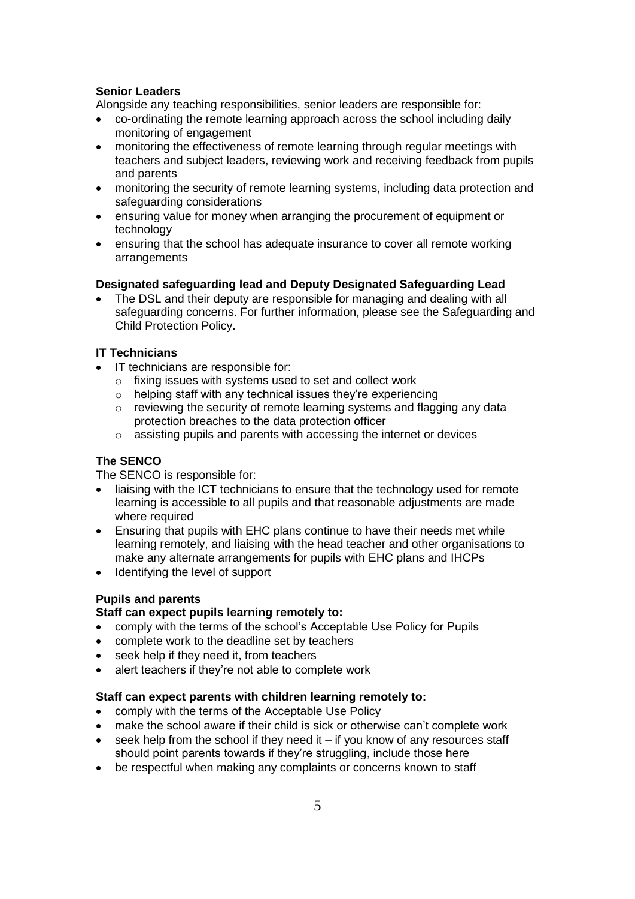**Senior Leaders**

Alongside any teaching responsibilities, senior leaders are responsible for:

- co-ordinating the remote learning approach across the school including daily monitoring of engagement
- monitoring the effectiveness of remote learning through regular meetings with teachers and subject leaders, reviewing work and receiving feedback from pupils and parents
- monitoring the security of remote learning systems, including data protection and safeguarding considerations
- ensuring value for money when arranging the procurement of equipment or technology
- ensuring that the school has adequate insurance to cover all remote working arrangements

**Designated safeguarding lead and Deputy Designated Safeguarding Lead**

- The DSL and their deputy are responsible for managing and dealing with all safeguarding concerns. For further information, please see the Safeguarding and Child Protection Policy.

**IT Technicians**

- IT technicians are responsible for:
  - fixing issues with systems used to set and collect work
  - helping staff with any technical issues they're experiencing
  - reviewing the security of remote learning systems and flagging any data protection breaches to the data protection officer
  - assisting pupils and parents with accessing the internet or devices

**The SENCO**

The SENCO is responsible for:

- liaising with the ICT technicians to ensure that the technology used for remote learning is accessible to all pupils and that reasonable adjustments are made where required
- Ensuring that pupils with EHC plans continue to have their needs met while learning remotely, and liaising with the head teacher and other organisations to make any alternate arrangements for pupils with EHC plans and IHCPs
- Identifying the level of support

**Pupils and parents**

**Staff can expect pupils learning remotely to:**

- comply with the terms of the school's Acceptable Use Policy for Pupils
- complete work to the deadline set by teachers
- seek help if they need it, from teachers
- alert teachers if they're not able to complete work

**Staff can expect parents with children learning remotely to:**

- comply with the terms of the Acceptable Use Policy
- make the school aware if their child is sick or otherwise can't complete work
- seek help from the school if they need it – if you know of any resources staff should point parents towards if they're struggling, include those here
- be respectful when making any complaints or concerns known to staff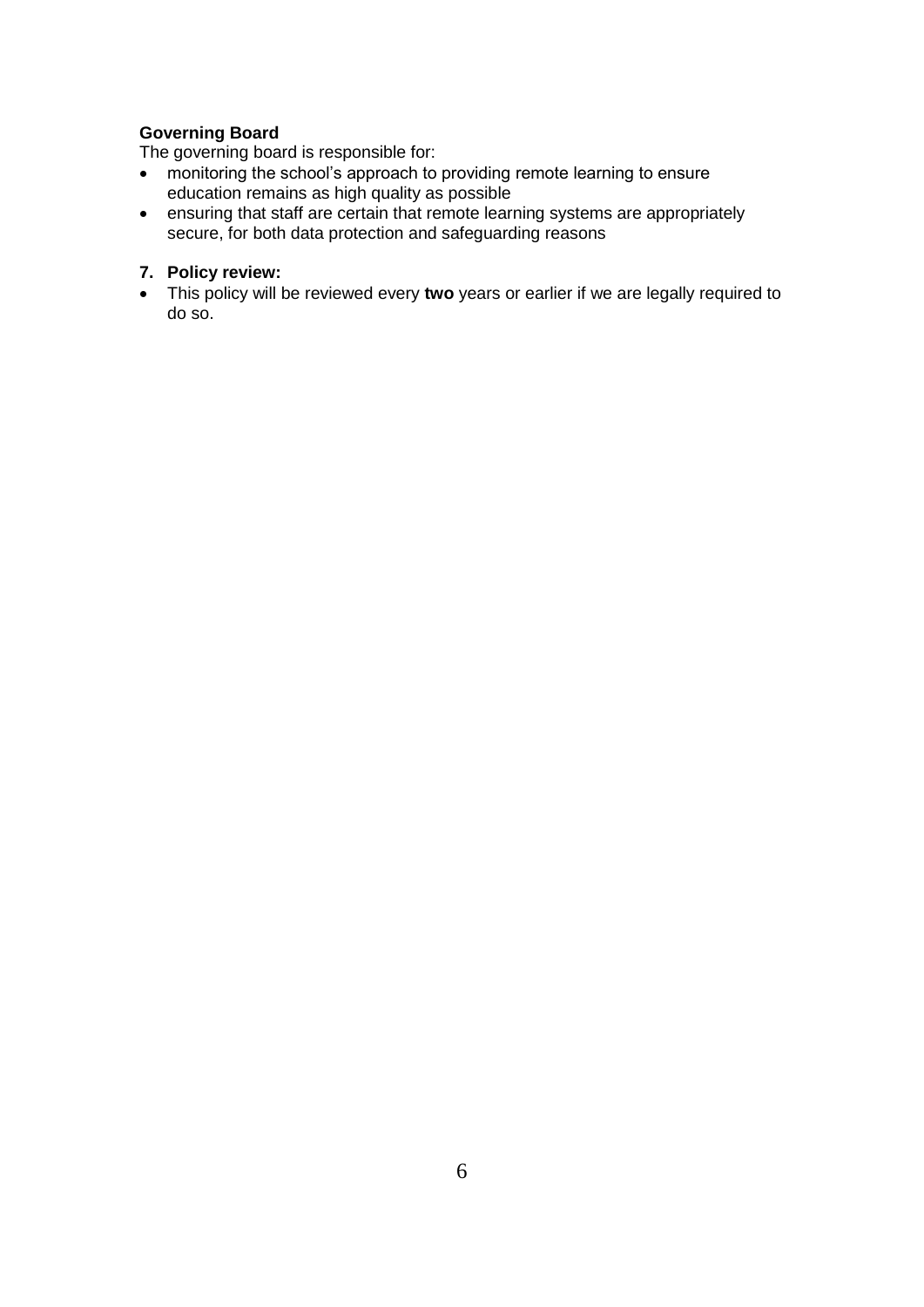**Governing Board**

The governing board is responsible for:

- monitoring the school's approach to providing remote learning to ensure education remains as high quality as possible
- ensuring that staff are certain that remote learning systems are appropriately secure, for both data protection and safeguarding reasons

**7. Policy review:**

- This policy will be reviewed every **two** years or earlier if we are legally required to do so.